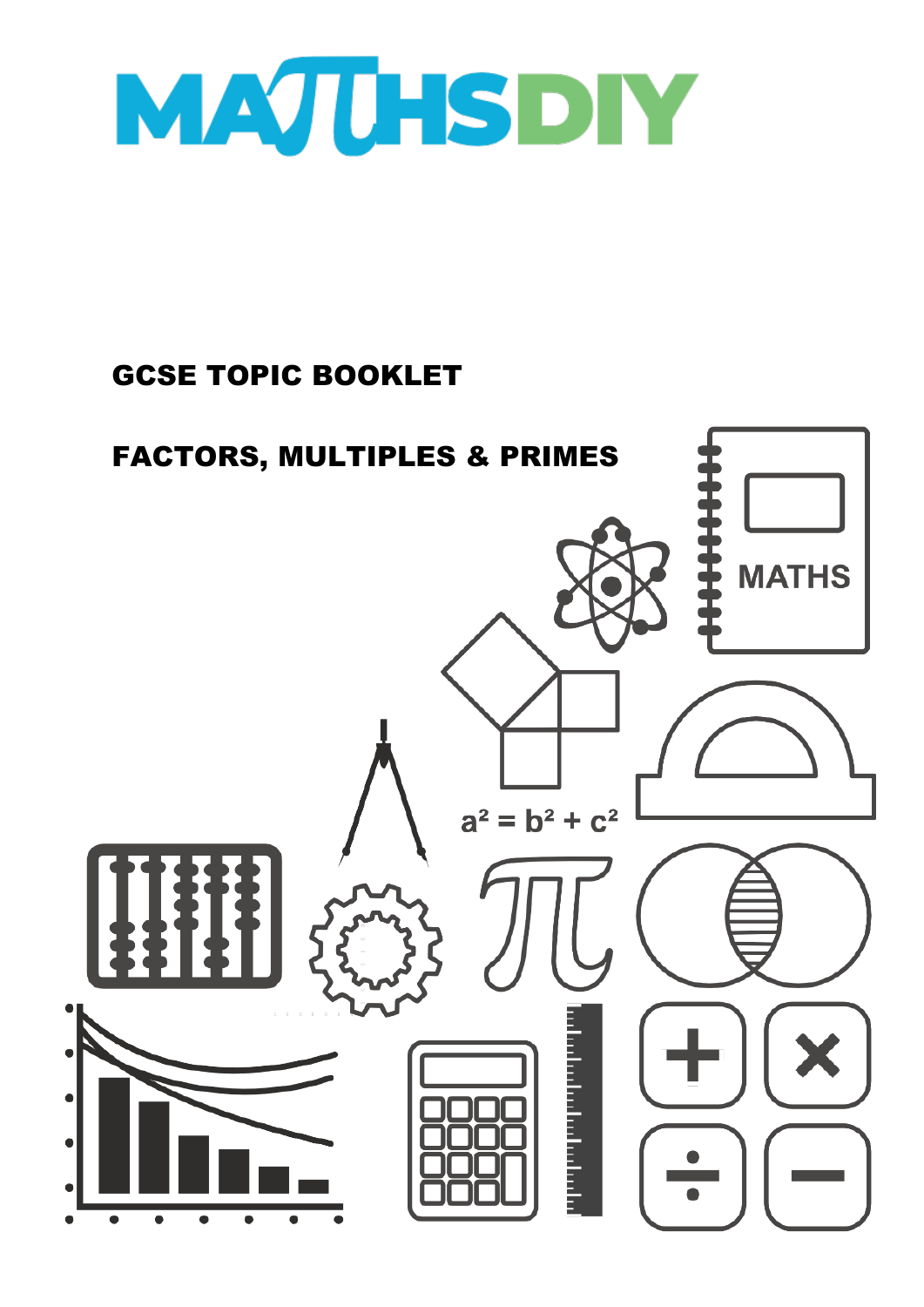# MATHSDIY

## GCSE TOPIC BOOKLET

## FACTORS, MULTIPLES & PRIMES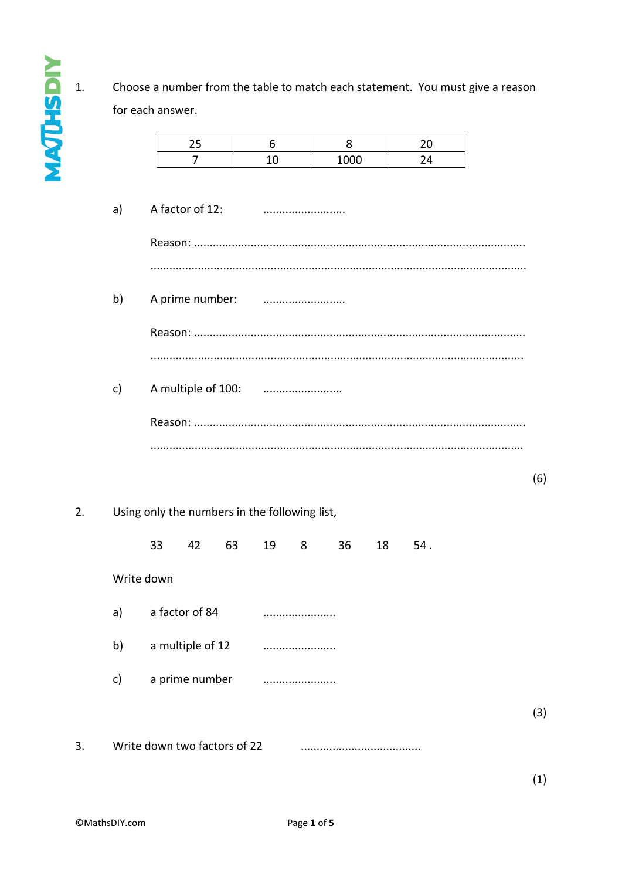1. Choose a number from the table to match each statement. You must give a reason for each answer.

| 25 | 6 | 8 | 20 |
|---|---|---|---|
| 7 | 10 | 1000 | 24 |

a) A factor of 12: ..........................

Reason: ....................................................................................................

....................................................................................................

b) A prime number: ..........................

Reason: ....................................................................................................

....................................................................................................

c) A multiple of 100: .........................

Reason: ....................................................................................................

....................................................................................................

(6)

2. Using only the numbers in the following list,

33 42 63 19 8 36 18 54 .

Write down

a) a factor of 84 .......................

b) a multiple of 12 .......................

c) a prime number .......................

(3)

3. Write down two factors of 22 ......................................

(1)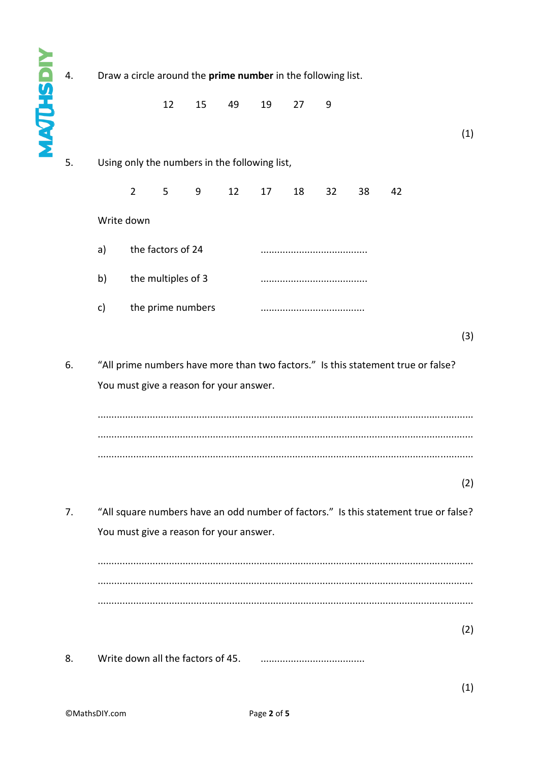4. Draw a circle around the **prime number** in the following list.

   12 15 49 19 27 9

   (1)

5. Using only the numbers in the following list,

   2 5 9 12 17 18 32 38 42

   Write down

   a) the factors of 24 .......................................

   b) the multiples of 3 .......................................

   c) the prime numbers ......................................

   (3)

6. "All prime numbers have more than two factors." Is this statement true or false?

   You must give a reason for your answer.

   .......................................................................................................................................

   .......................................................................................................................................

   .......................................................................................................................................

   (2)

7. "All square numbers have an odd number of factors." Is this statement true or false?

   You must give a reason for your answer.

   .......................................................................................................................................

   .......................................................................................................................................

   .......................................................................................................................................

   (2)

8. Write down all the factors of 45. ......................................

   (1)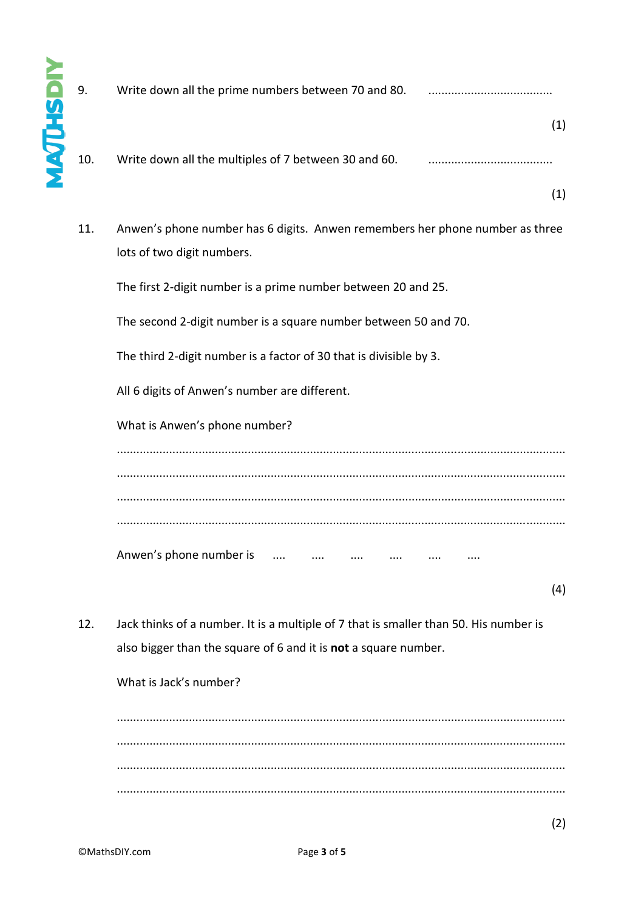9. Write down all the prime numbers between 70 and 80. ......................................

(1)

10. Write down all the multiples of 7 between 30 and 60. ......................................

(1)

11. Anwen's phone number has 6 digits. Anwen remembers her phone number as three lots of two digit numbers.

    The first 2-digit number is a prime number between 20 and 25.

    The second 2-digit number is a square number between 50 and 70.

    The third 2-digit number is a factor of 30 that is divisible by 3.

    All 6 digits of Anwen's number are different.

    What is Anwen's phone number?

    ..........................................................................................................................................

    ..........................................................................................................................................

    ..........................................................................................................................................

    ..........................................................................................................................................

    Anwen's phone number is .... .... .... .... .... ....

(4)

12. Jack thinks of a number. It is a multiple of 7 that is smaller than 50. His number is also bigger than the square of 6 and it is **not** a square number.

    What is Jack's number?

    ..........................................................................................................................................

    ..........................................................................................................................................

    ..........................................................................................................................................

    ..........................................................................................................................................

(2)

©MathsDIY.com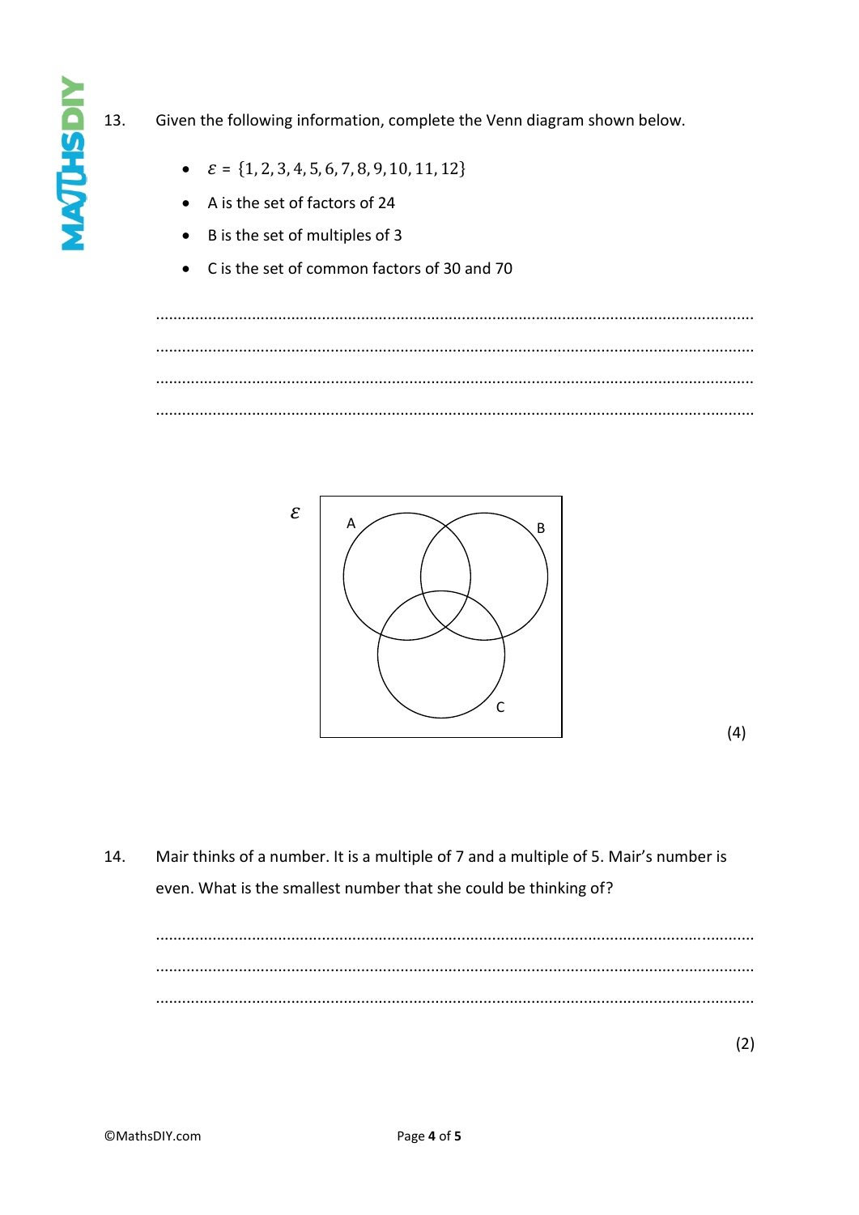13. Given the following information, complete the Venn diagram shown below.

- $\varepsilon = \{1, 2, 3, 4, 5, 6, 7, 8, 9, 10, 11, 12\}$
- A is the set of factors of 24
- B is the set of multiples of 3
- C is the set of common factors of 30 and 70

.......................................................................................................................................

.......................................................................................................................................

.......................................................................................................................................

.......................................................................................................................................

$\varepsilon$

A B

C

(4)

14. Mair thinks of a number. It is a multiple of 7 and a multiple of 5. Mair's number is even. What is the smallest number that she could be thinking of?

.......................................................................................................................................

.......................................................................................................................................

.......................................................................................................................................

(2)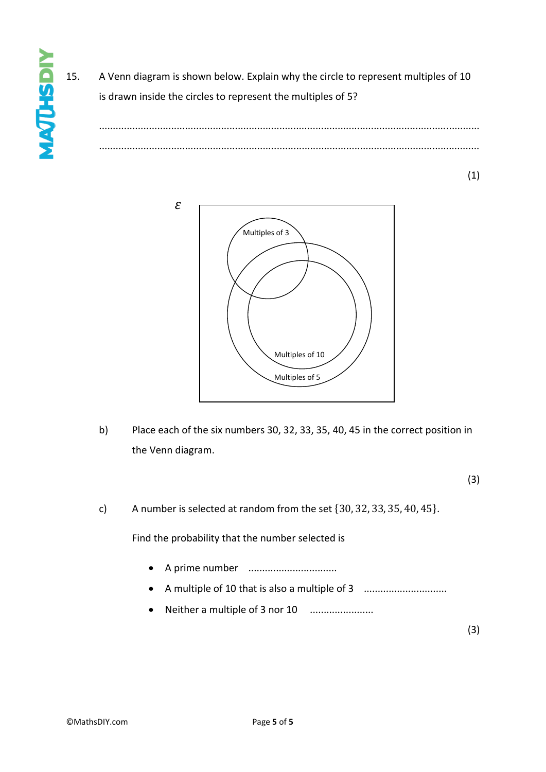15. A Venn diagram is shown below. Explain why the circle to represent multiples of 10 is drawn inside the circles to represent the multiples of 5?

.......................................................................................................................................

.......................................................................................................................................

(1)

$\varepsilon$

Multiples of 3

Multiples of 10

Multiples of 5

b) Place each of the six numbers 30, 32, 33, 35, 40, 45 in the correct position in the Venn diagram.

(3)

c) A number is selected at random from the set $\{30, 32, 33, 35, 40, 45\}$.

Find the probability that the number selected is

- A prime number ................................
- A multiple of 10 that is also a multiple of 3 .............................
- Neither a multiple of 3 nor 10 .......................

(3)

©MathsDIY.com